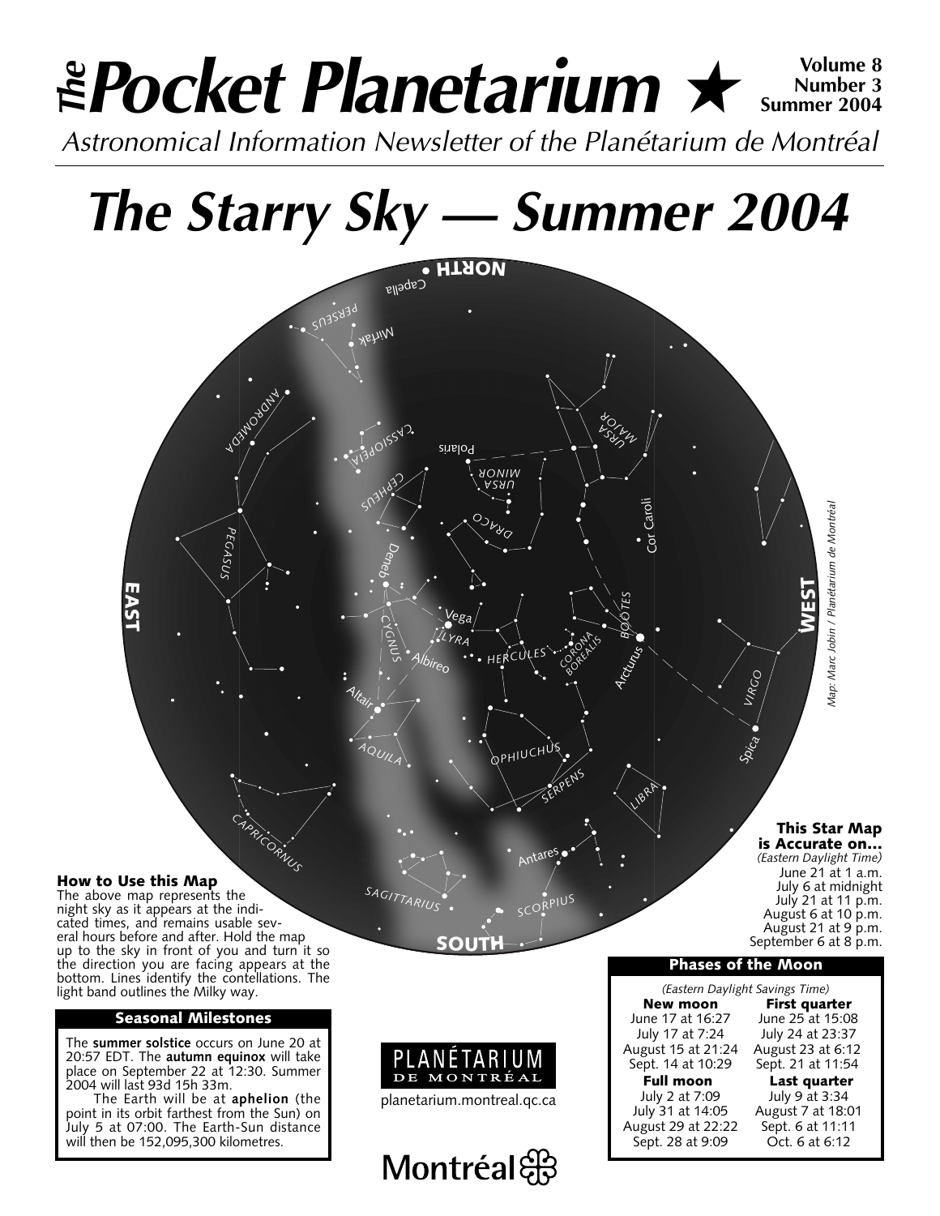# *The* Pocket Planetarium ★

**Volume 8**
**Number 3**
**Summer 2004**

*Astronomical Information Newsletter of the Planétarium de Montréal*

# *The Starry Sky — Summer 2004*

### How to Use this Map

The above map represents the night sky as it appears at the indicated times, and remains usable several hours before and after. Hold the map up to the sky in front of you and turn it so the direction you are facing appears at the bottom. Lines identify the contellations. The light band outlines the Milky way.

### This Star Map is Accurate on...

*(Eastern Daylight Time)*

June 21 at 1 a.m.
July 6 at midnight
July 21 at 11 p.m.
August 6 at 10 p.m.
August 21 at 9 p.m.
September 6 at 8 p.m.

*Map: Marc Jobin / Planétarium de Montréal*

### Seasonal Milestones

The **summer solstice** occurs on June 20 at 20:57 EDT. The **autumn equinox** will take place on September 22 at 12:30. Summer 2004 will last 93d 15h 33m.

The Earth will be at **aphelion** (the point in its orbit farthest from the Sun) on July 5 at 07:00. The Earth-Sun distance will then be 152,095,300 kilometres.

PLANÉTARIUM DE MONTRÉAL

planetarium.montreal.qc.ca

Montréal

### Phases of the Moon

*(Eastern Daylight Savings Time)*

| New moon | First quarter |
| --- | --- |
| June 17 at 16:27 | June 25 at 15:08 |
| July 17 at 7:24 | July 24 at 23:37 |
| August 15 at 21:24 | August 23 at 6:12 |
| Sept. 14 at 10:29 | Sept. 21 at 11:54 |
| **Full moon** | **Last quarter** |
| July 2 at 7:09 | July 9 at 3:34 |
| July 31 at 14:05 | August 7 at 18:01 |
| August 29 at 22:22 | Sept. 6 at 11:11 |
| Sept. 28 at 9:09 | Oct. 6 at 6:12 |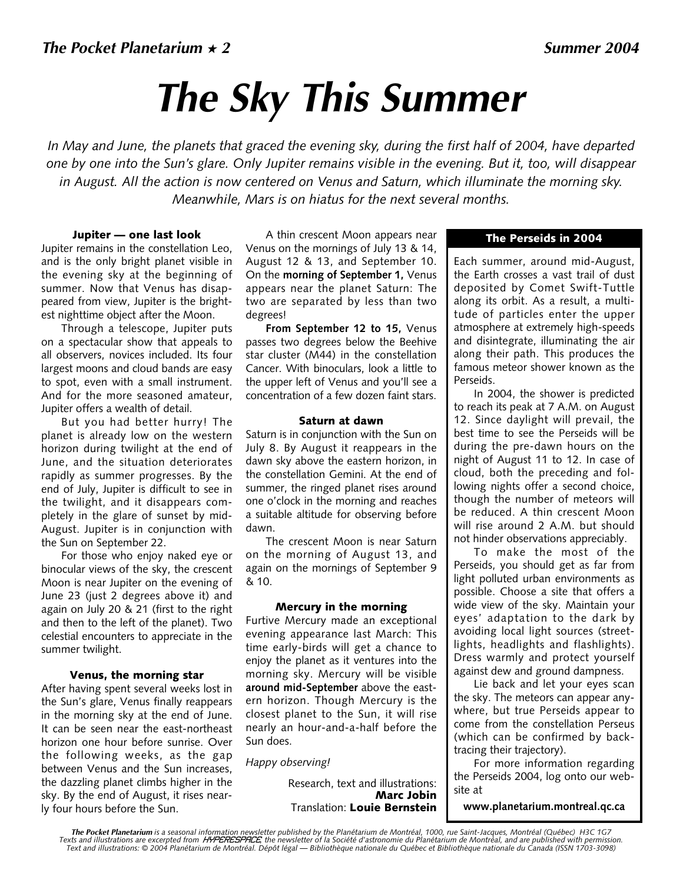# The Sky This Summer

*In May and June, the planets that graced the evening sky, during the first half of 2004, have departed one by one into the Sun's glare. Only Jupiter remains visible in the evening. But it, too, will disappear in August. All the action is now centered on Venus and Saturn, which illuminate the morning sky. Meanwhile, Mars is on hiatus for the next several months.*

### Jupiter — one last look

Jupiter remains in the constellation Leo, and is the only bright planet visible in the evening sky at the beginning of summer. Now that Venus has disappeared from view, Jupiter is the brightest nighttime object after the Moon.

Through a telescope, Jupiter puts on a spectacular show that appeals to all observers, novices included. Its four largest moons and cloud bands are easy to spot, even with a small instrument. And for the more seasoned amateur, Jupiter offers a wealth of detail.

But you had better hurry! The planet is already low on the western horizon during twilight at the end of June, and the situation deteriorates rapidly as summer progresses. By the end of July, Jupiter is difficult to see in the twilight, and it disappears completely in the glare of sunset by mid-August. Jupiter is in conjunction with the Sun on September 22.

For those who enjoy naked eye or binocular views of the sky, the crescent Moon is near Jupiter on the evening of June 23 (just 2 degrees above it) and again on July 20 & 21 (first to the right and then to the left of the planet). Two celestial encounters to appreciate in the summer twilight.

### Venus, the morning star

After having spent several weeks lost in the Sun's glare, Venus finally reappears in the morning sky at the end of June. It can be seen near the east-northeast horizon one hour before sunrise. Over the following weeks, as the gap between Venus and the Sun increases, the dazzling planet climbs higher in the sky. By the end of August, it rises nearly four hours before the Sun.

A thin crescent Moon appears near Venus on the mornings of July 13 & 14, August 12 & 13, and September 10. On the **morning of September 1,** Venus appears near the planet Saturn: The two are separated by less than two degrees!

**From September 12 to 15,** Venus passes two degrees below the Beehive star cluster (M44) in the constellation Cancer. With binoculars, look a little to the upper left of Venus and you'll see a concentration of a few dozen faint stars.

### Saturn at dawn

Saturn is in conjunction with the Sun on July 8. By August it reappears in the dawn sky above the eastern horizon, in the constellation Gemini. At the end of summer, the ringed planet rises around one o'clock in the morning and reaches a suitable altitude for observing before dawn.

The crescent Moon is near Saturn on the morning of August 13, and again on the mornings of September 9 & 10.

### Mercury in the morning

Furtive Mercury made an exceptional evening appearance last March: This time early-birds will get a chance to enjoy the planet as it ventures into the morning sky. Mercury will be visible **around mid-September** above the eastern horizon. Though Mercury is the closest planet to the Sun, it will rise nearly an hour-and-a-half before the Sun does.

*Happy observing!*

Research, text and illustrations: **Marc Jobin**
Translation: **Louie Bernstein**

### The Perseids in 2004

Each summer, around mid-August, the Earth crosses a vast trail of dust deposited by Comet Swift-Tuttle along its orbit. As a result, a multitude of particles enter the upper atmosphere at extremely high-speeds and disintegrate, illuminating the air along their path. This produces the famous meteor shower known as the Perseids.

In 2004, the shower is predicted to reach its peak at 7 A.M. on August 12. Since daylight will prevail, the best time to see the Perseids will be during the pre-dawn hours on the night of August 11 to 12. In case of cloud, both the preceding and following nights offer a second choice, though the number of meteors will be reduced. A thin crescent Moon will rise around 2 A.M. but should not hinder observations appreciably.

To make the most of the Perseids, you should get as far from light polluted urban environments as possible. Choose a site that offers a wide view of the sky. Maintain your eyes' adaptation to the dark by avoiding local light sources (streetlights, headlights and flashlights). Dress warmly and protect yourself against dew and ground dampness.

Lie back and let your eyes scan the sky. The meteors can appear anywhere, but true Perseids appear to come from the constellation Perseus (which can be confirmed by back-tracing their trajectory).

For more information regarding the Perseids 2004, log onto our website at

**www.planetarium.montreal.qc.ca**

*The Pocket Planetarium is a seasonal information newsletter published by the Planétarium de Montréal, 1000, rue Saint-Jacques, Montréal (Québec) H3C 1G7*
*Texts and illustrations are excerpted from HYPERESPACE, the newsletter of la Société d'astronomie du Planétarium de Montréal, and are published with permission.*
*Text and illustrations: © 2004 Planétarium de Montréal. Dépôt légal — Bibliothèque nationale du Québec et Bibliothèque nationale du Canada (ISSN 1703-3098)*